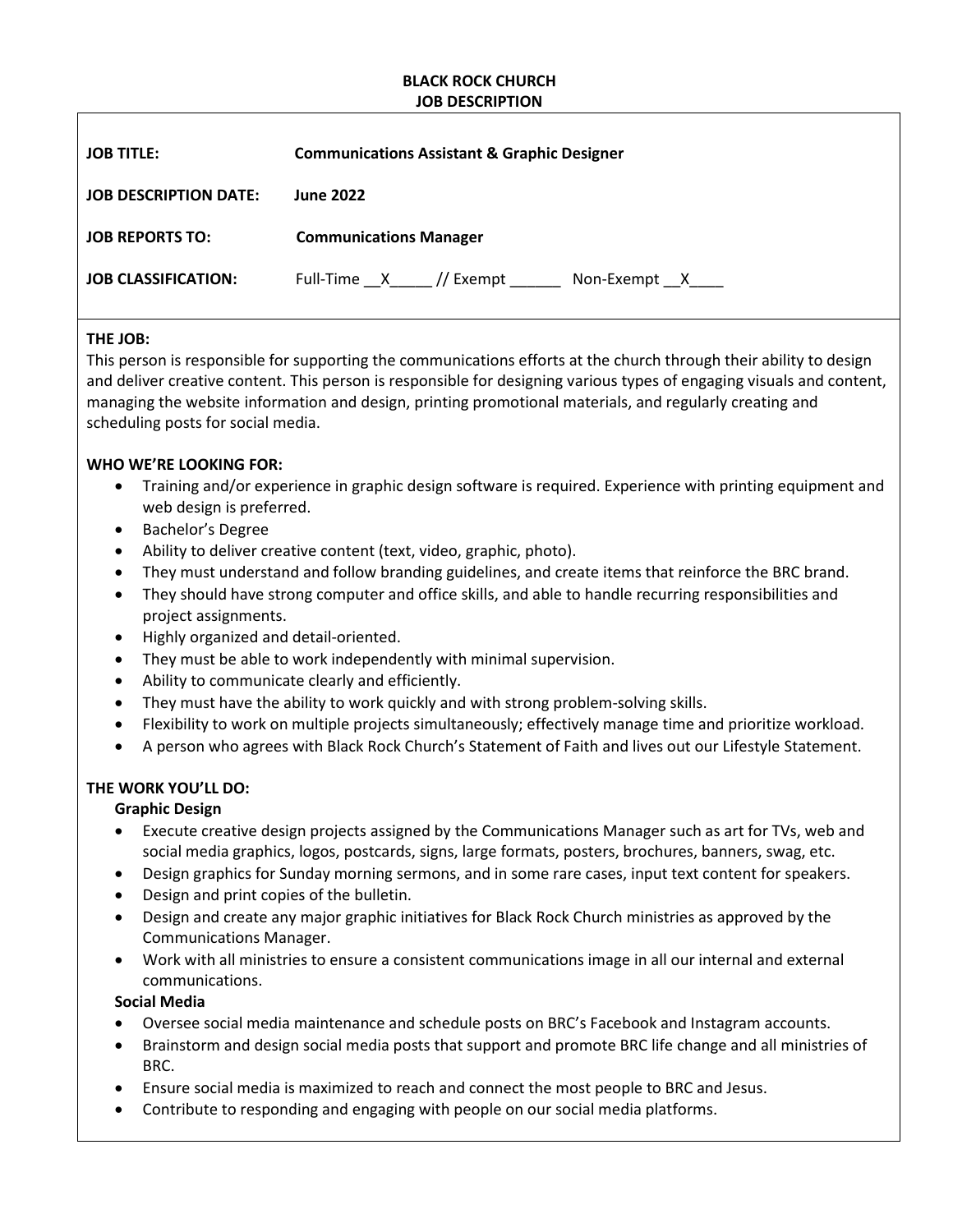**BLACK ROCK CHURCH**
**JOB DESCRIPTION**

| | |
|---|---|
| **JOB TITLE:** | **Communications Assistant & Graphic Designer** |
| **JOB DESCRIPTION DATE:** | **June 2022** |
| **JOB REPORTS TO:** | **Communications Manager** |
| **JOB CLASSIFICATION:** | Full-Time __X_____ // Exempt ______ Non-Exempt __X____ |

**THE JOB:**

This person is responsible for supporting the communications efforts at the church through their ability to design and deliver creative content. This person is responsible for designing various types of engaging visuals and content, managing the website information and design, printing promotional materials, and regularly creating and scheduling posts for social media.

**WHO WE'RE LOOKING FOR:**

- Training and/or experience in graphic design software is required. Experience with printing equipment and web design is preferred.
- Bachelor's Degree
- Ability to deliver creative content (text, video, graphic, photo).
- They must understand and follow branding guidelines, and create items that reinforce the BRC brand.
- They should have strong computer and office skills, and able to handle recurring responsibilities and project assignments.
- Highly organized and detail-oriented.
- They must be able to work independently with minimal supervision.
- Ability to communicate clearly and efficiently.
- They must have the ability to work quickly and with strong problem-solving skills.
- Flexibility to work on multiple projects simultaneously; effectively manage time and prioritize workload.
- A person who agrees with Black Rock Church's Statement of Faith and lives out our Lifestyle Statement.

**THE WORK YOU'LL DO:**

**Graphic Design**

- Execute creative design projects assigned by the Communications Manager such as art for TVs, web and social media graphics, logos, postcards, signs, large formats, posters, brochures, banners, swag, etc.
- Design graphics for Sunday morning sermons, and in some rare cases, input text content for speakers.
- Design and print copies of the bulletin.
- Design and create any major graphic initiatives for Black Rock Church ministries as approved by the Communications Manager.
- Work with all ministries to ensure a consistent communications image in all our internal and external communications.

**Social Media**

- Oversee social media maintenance and schedule posts on BRC's Facebook and Instagram accounts.
- Brainstorm and design social media posts that support and promote BRC life change and all ministries of BRC.
- Ensure social media is maximized to reach and connect the most people to BRC and Jesus.
- Contribute to responding and engaging with people on our social media platforms.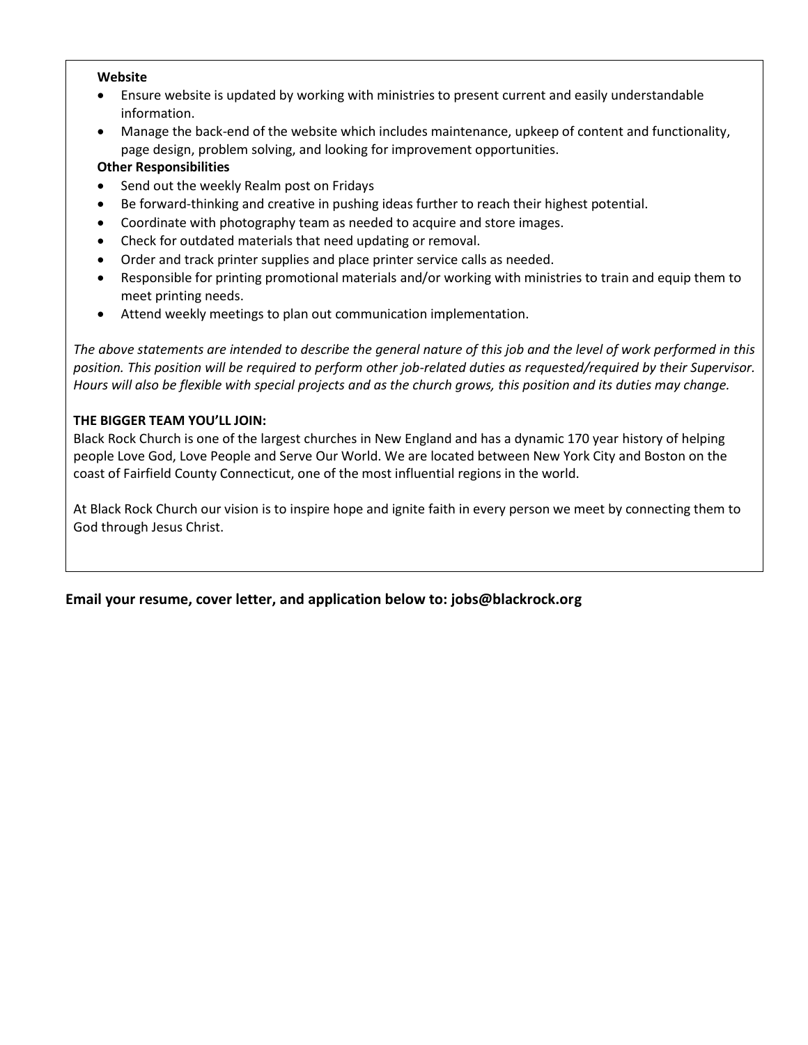**Website**

- Ensure website is updated by working with ministries to present current and easily understandable information.
- Manage the back-end of the website which includes maintenance, upkeep of content and functionality, page design, problem solving, and looking for improvement opportunities.

**Other Responsibilities**

- Send out the weekly Realm post on Fridays
- Be forward-thinking and creative in pushing ideas further to reach their highest potential.
- Coordinate with photography team as needed to acquire and store images.
- Check for outdated materials that need updating or removal.
- Order and track printer supplies and place printer service calls as needed.
- Responsible for printing promotional materials and/or working with ministries to train and equip them to meet printing needs.
- Attend weekly meetings to plan out communication implementation.

*The above statements are intended to describe the general nature of this job and the level of work performed in this position. This position will be required to perform other job-related duties as requested/required by their Supervisor. Hours will also be flexible with special projects and as the church grows, this position and its duties may change.*

**THE BIGGER TEAM YOU'LL JOIN:**

Black Rock Church is one of the largest churches in New England and has a dynamic 170 year history of helping people Love God, Love People and Serve Our World. We are located between New York City and Boston on the coast of Fairfield County Connecticut, one of the most influential regions in the world.

At Black Rock Church our vision is to inspire hope and ignite faith in every person we meet by connecting them to God through Jesus Christ.

**Email your resume, cover letter, and application below to: jobs@blackrock.org**